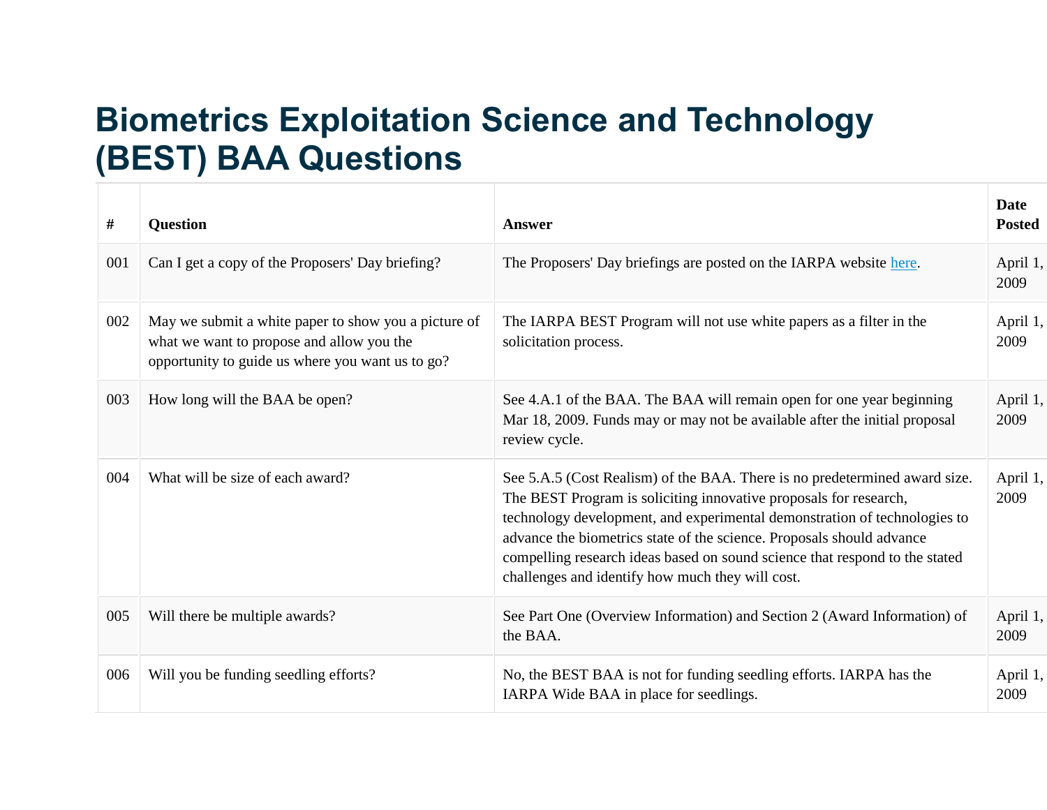# Biometrics Exploitation Science and Technology (BEST) BAA Questions

| # | Question | Answer | Date Posted |
|---|---|---|---|
| 001 | Can I get a copy of the Proposers' Day briefing? | The Proposers' Day briefings are posted on the IARPA website here. | April 1, 2009 |
| 002 | May we submit a white paper to show you a picture of what we want to propose and allow you the opportunity to guide us where you want us to go? | The IARPA BEST Program will not use white papers as a filter in the solicitation process. | April 1, 2009 |
| 003 | How long will the BAA be open? | See 4.A.1 of the BAA. The BAA will remain open for one year beginning Mar 18, 2009. Funds may or may not be available after the initial proposal review cycle. | April 1, 2009 |
| 004 | What will be size of each award? | See 5.A.5 (Cost Realism) of the BAA. There is no predetermined award size. The BEST Program is soliciting innovative proposals for research, technology development, and experimental demonstration of technologies to advance the biometrics state of the science. Proposals should advance compelling research ideas based on sound science that respond to the stated challenges and identify how much they will cost. | April 1, 2009 |
| 005 | Will there be multiple awards? | See Part One (Overview Information) and Section 2 (Award Information) of the BAA. | April 1, 2009 |
| 006 | Will you be funding seedling efforts? | No, the BEST BAA is not for funding seedling efforts. IARPA has the IARPA Wide BAA in place for seedlings. | April 1, 2009 |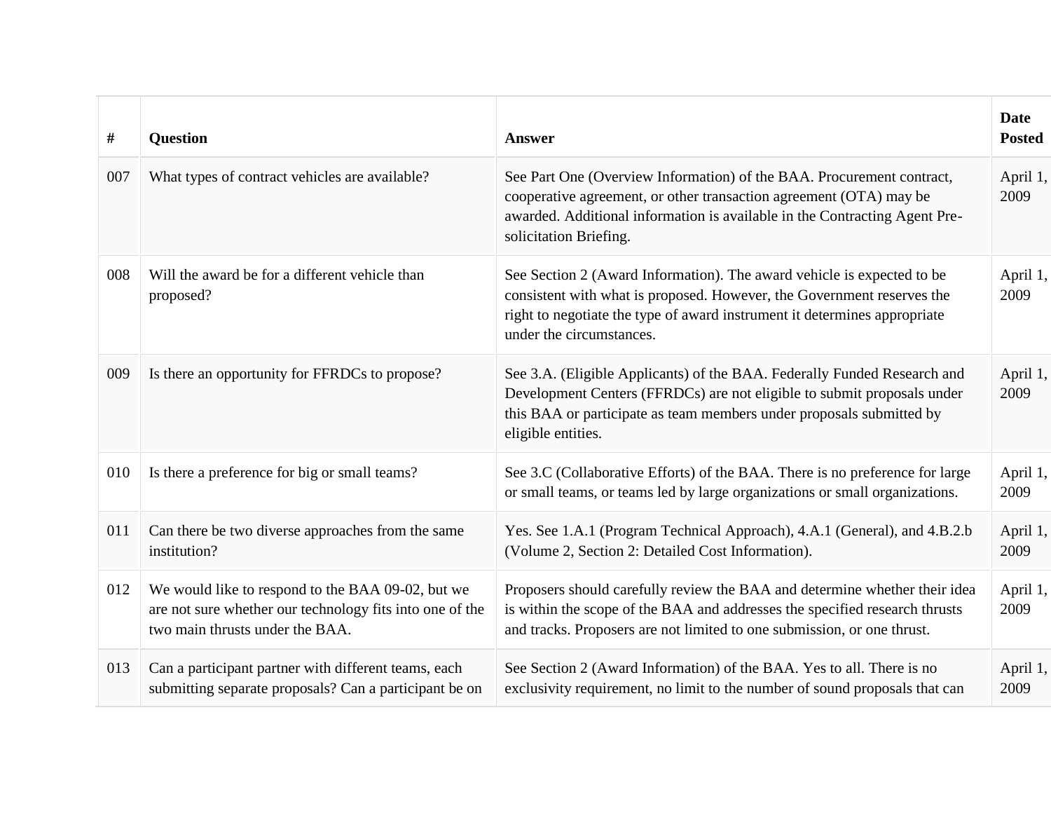| # | Question | Answer | Date Posted |
|---|---|---|---|
| 007 | What types of contract vehicles are available? | See Part One (Overview Information) of the BAA. Procurement contract, cooperative agreement, or other transaction agreement (OTA) may be awarded. Additional information is available in the Contracting Agent Pre-solicitation Briefing. | April 1, 2009 |
| 008 | Will the award be for a different vehicle than proposed? | See Section 2 (Award Information). The award vehicle is expected to be consistent with what is proposed. However, the Government reserves the right to negotiate the type of award instrument it determines appropriate under the circumstances. | April 1, 2009 |
| 009 | Is there an opportunity for FFRDCs to propose? | See 3.A. (Eligible Applicants) of the BAA. Federally Funded Research and Development Centers (FFRDCs) are not eligible to submit proposals under this BAA or participate as team members under proposals submitted by eligible entities. | April 1, 2009 |
| 010 | Is there a preference for big or small teams? | See 3.C (Collaborative Efforts) of the BAA. There is no preference for large or small teams, or teams led by large organizations or small organizations. | April 1, 2009 |
| 011 | Can there be two diverse approaches from the same institution? | Yes. See 1.A.1 (Program Technical Approach), 4.A.1 (General), and 4.B.2.b (Volume 2, Section 2: Detailed Cost Information). | April 1, 2009 |
| 012 | We would like to respond to the BAA 09-02, but we are not sure whether our technology fits into one of the two main thrusts under the BAA. | Proposers should carefully review the BAA and determine whether their idea is within the scope of the BAA and addresses the specified research thrusts and tracks. Proposers are not limited to one submission, or one thrust. | April 1, 2009 |
| 013 | Can a participant partner with different teams, each submitting separate proposals? Can a participant be on | See Section 2 (Award Information) of the BAA. Yes to all. There is no exclusivity requirement, no limit to the number of sound proposals that can | April 1, 2009 |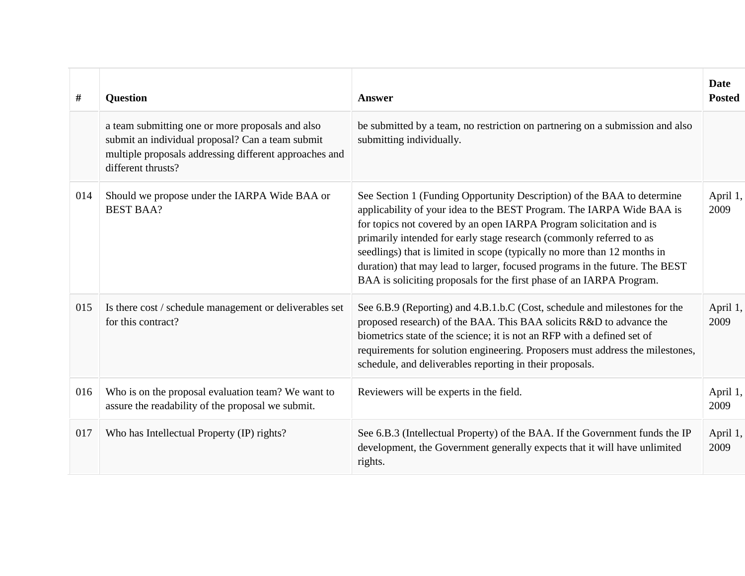| # | Question | Answer | Date Posted |
|---|---|---|---|
| | a team submitting one or more proposals and also submit an individual proposal? Can a team submit multiple proposals addressing different approaches and different thrusts? | be submitted by a team, no restriction on partnering on a submission and also submitting individually. | |
| 014 | Should we propose under the IARPA Wide BAA or BEST BAA? | See Section 1 (Funding Opportunity Description) of the BAA to determine applicability of your idea to the BEST Program. The IARPA Wide BAA is for topics not covered by an open IARPA Program solicitation and is primarily intended for early stage research (commonly referred to as seedlings) that is limited in scope (typically no more than 12 months in duration) that may lead to larger, focused programs in the future. The BEST BAA is soliciting proposals for the first phase of an IARPA Program. | April 1, 2009 |
| 015 | Is there cost / schedule management or deliverables set for this contract? | See 6.B.9 (Reporting) and 4.B.1.b.C (Cost, schedule and milestones for the proposed research) of the BAA. This BAA solicits R&D to advance the biometrics state of the science; it is not an RFP with a defined set of requirements for solution engineering. Proposers must address the milestones, schedule, and deliverables reporting in their proposals. | April 1, 2009 |
| 016 | Who is on the proposal evaluation team? We want to assure the readability of the proposal we submit. | Reviewers will be experts in the field. | April 1, 2009 |
| 017 | Who has Intellectual Property (IP) rights? | See 6.B.3 (Intellectual Property) of the BAA. If the Government funds the IP development, the Government generally expects that it will have unlimited rights. | April 1, 2009 |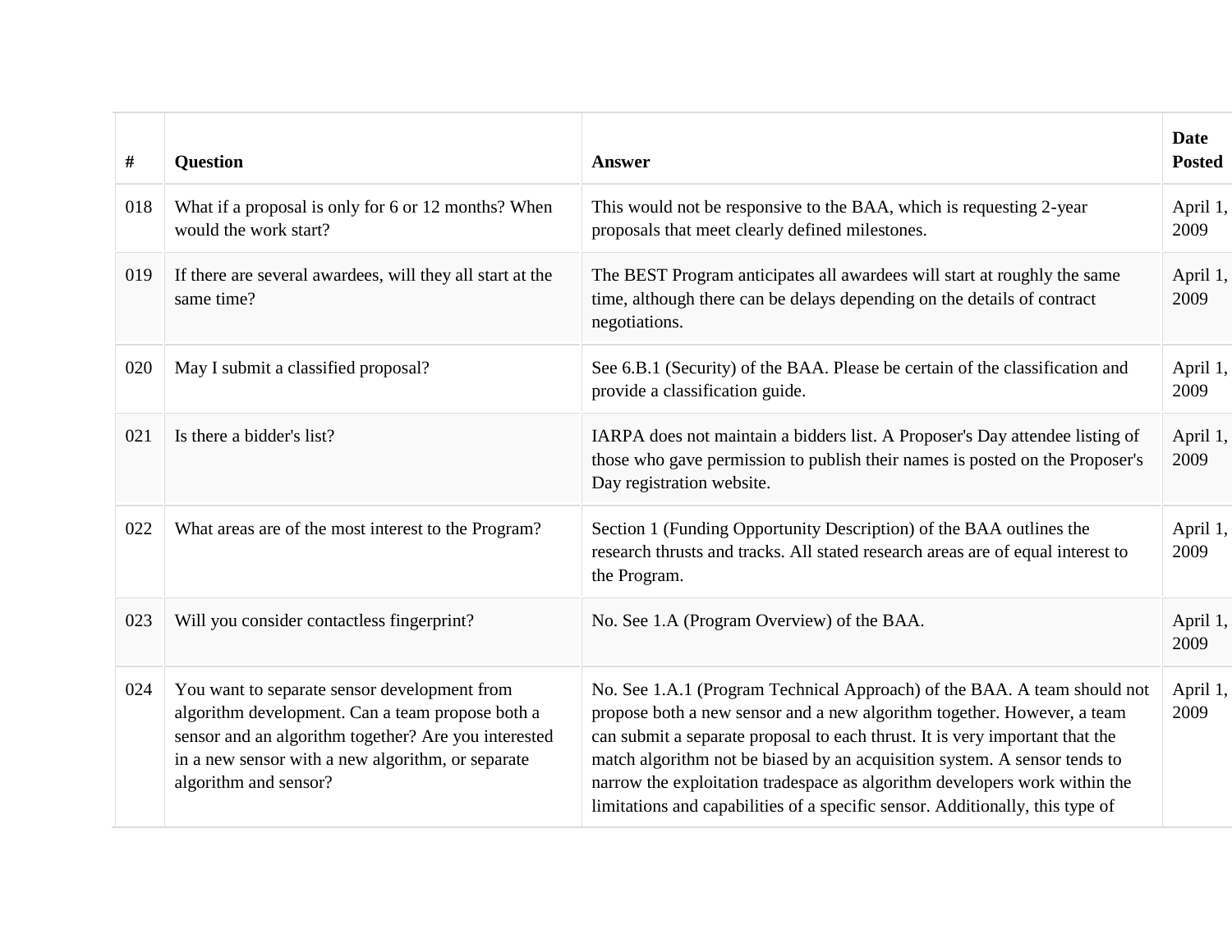| # | Question | Answer | Date Posted |
|---|---|---|---|
| 018 | What if a proposal is only for 6 or 12 months? When would the work start? | This would not be responsive to the BAA, which is requesting 2-year proposals that meet clearly defined milestones. | April 1, 2009 |
| 019 | If there are several awardees, will they all start at the same time? | The BEST Program anticipates all awardees will start at roughly the same time, although there can be delays depending on the details of contract negotiations. | April 1, 2009 |
| 020 | May I submit a classified proposal? | See 6.B.1 (Security) of the BAA. Please be certain of the classification and provide a classification guide. | April 1, 2009 |
| 021 | Is there a bidder's list? | IARPA does not maintain a bidders list. A Proposer's Day attendee listing of those who gave permission to publish their names is posted on the Proposer's Day registration website. | April 1, 2009 |
| 022 | What areas are of the most interest to the Program? | Section 1 (Funding Opportunity Description) of the BAA outlines the research thrusts and tracks. All stated research areas are of equal interest to the Program. | April 1, 2009 |
| 023 | Will you consider contactless fingerprint? | No. See 1.A (Program Overview) of the BAA. | April 1, 2009 |
| 024 | You want to separate sensor development from algorithm development. Can a team propose both a sensor and an algorithm together? Are you interested in a new sensor with a new algorithm, or separate algorithm and sensor? | No. See 1.A.1 (Program Technical Approach) of the BAA. A team should not propose both a new sensor and a new algorithm together. However, a team can submit a separate proposal to each thrust. It is very important that the match algorithm not be biased by an acquisition system. A sensor tends to narrow the exploitation tradespace as algorithm developers work within the limitations and capabilities of a specific sensor. Additionally, this type of | April 1, 2009 |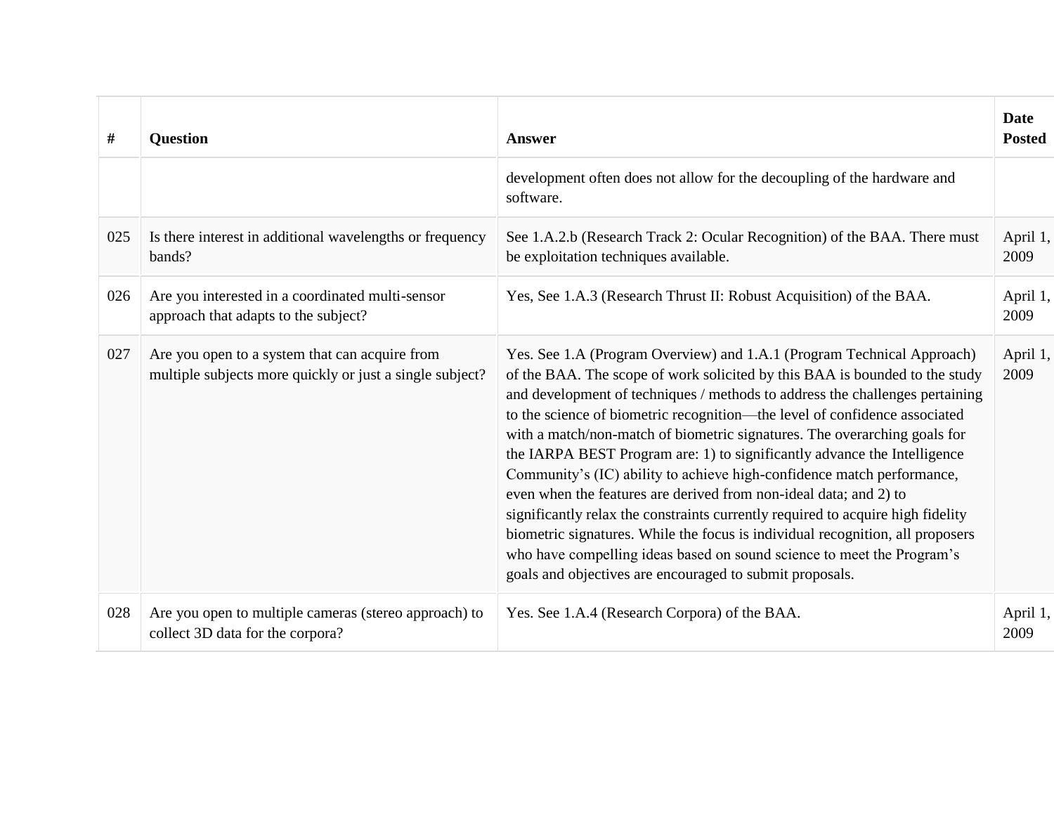| # | Question | Answer | Date Posted |
|---|---|---|---|
| | | development often does not allow for the decoupling of the hardware and software. | |
| 025 | Is there interest in additional wavelengths or frequency bands? | See 1.A.2.b (Research Track 2: Ocular Recognition) of the BAA. There must be exploitation techniques available. | April 1, 2009 |
| 026 | Are you interested in a coordinated multi-sensor approach that adapts to the subject? | Yes, See 1.A.3 (Research Thrust II: Robust Acquisition) of the BAA. | April 1, 2009 |
| 027 | Are you open to a system that can acquire from multiple subjects more quickly or just a single subject? | Yes. See 1.A (Program Overview) and 1.A.1 (Program Technical Approach) of the BAA. The scope of work solicited by this BAA is bounded to the study and development of techniques / methods to address the challenges pertaining to the science of biometric recognition—the level of confidence associated with a match/non-match of biometric signatures. The overarching goals for the IARPA BEST Program are: 1) to significantly advance the Intelligence Community's (IC) ability to achieve high-confidence match performance, even when the features are derived from non-ideal data; and 2) to significantly relax the constraints currently required to acquire high fidelity biometric signatures. While the focus is individual recognition, all proposers who have compelling ideas based on sound science to meet the Program's goals and objectives are encouraged to submit proposals. | April 1, 2009 |
| 028 | Are you open to multiple cameras (stereo approach) to collect 3D data for the corpora? | Yes. See 1.A.4 (Research Corpora) of the BAA. | April 1, 2009 |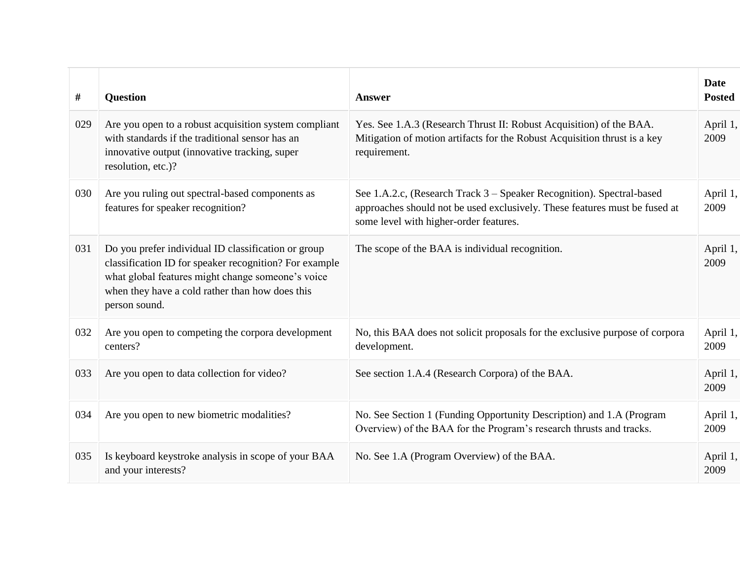| # | Question | Answer | Date Posted |
|---|---|---|---|
| 029 | Are you open to a robust acquisition system compliant with standards if the traditional sensor has an innovative output (innovative tracking, super resolution, etc.)? | Yes. See 1.A.3 (Research Thrust II: Robust Acquisition) of the BAA. Mitigation of motion artifacts for the Robust Acquisition thrust is a key requirement. | April 1, 2009 |
| 030 | Are you ruling out spectral-based components as features for speaker recognition? | See 1.A.2.c, (Research Track 3 – Speaker Recognition). Spectral-based approaches should not be used exclusively. These features must be fused at some level with higher-order features. | April 1, 2009 |
| 031 | Do you prefer individual ID classification or group classification ID for speaker recognition? For example what global features might change someone's voice when they have a cold rather than how does this person sound. | The scope of the BAA is individual recognition. | April 1, 2009 |
| 032 | Are you open to competing the corpora development centers? | No, this BAA does not solicit proposals for the exclusive purpose of corpora development. | April 1, 2009 |
| 033 | Are you open to data collection for video? | See section 1.A.4 (Research Corpora) of the BAA. | April 1, 2009 |
| 034 | Are you open to new biometric modalities? | No. See Section 1 (Funding Opportunity Description) and 1.A (Program Overview) of the BAA for the Program's research thrusts and tracks. | April 1, 2009 |
| 035 | Is keyboard keystroke analysis in scope of your BAA and your interests? | No. See 1.A (Program Overview) of the BAA. | April 1, 2009 |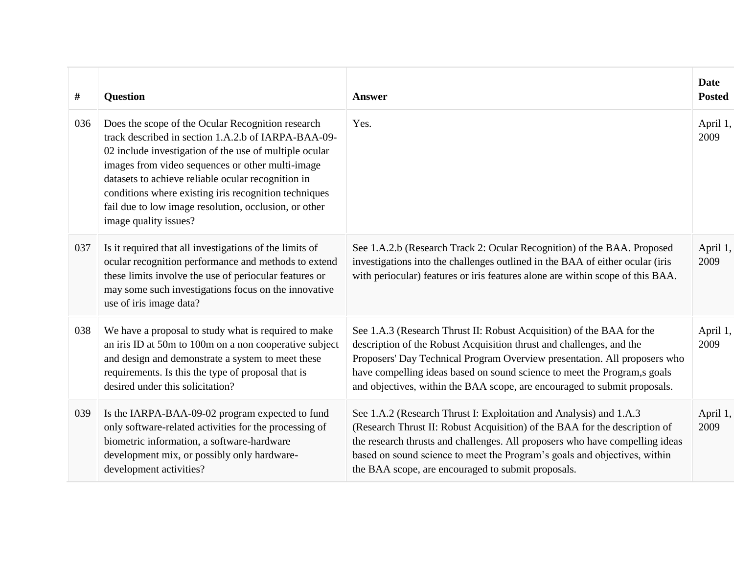| # | Question | Answer | Date Posted |
|---|---|---|---|
| 036 | Does the scope of the Ocular Recognition research track described in section 1.A.2.b of IARPA-BAA-09-02 include investigation of the use of multiple ocular images from video sequences or other multi-image datasets to achieve reliable ocular recognition in conditions where existing iris recognition techniques fail due to low image resolution, occlusion, or other image quality issues? | Yes. | April 1, 2009 |
| 037 | Is it required that all investigations of the limits of ocular recognition performance and methods to extend these limits involve the use of periocular features or may some such investigations focus on the innovative use of iris image data? | See 1.A.2.b (Research Track 2: Ocular Recognition) of the BAA. Proposed investigations into the challenges outlined in the BAA of either ocular (iris with periocular) features or iris features alone are within scope of this BAA. | April 1, 2009 |
| 038 | We have a proposal to study what is required to make an iris ID at 50m to 100m on a non cooperative subject and design and demonstrate a system to meet these requirements. Is this the type of proposal that is desired under this solicitation? | See 1.A.3 (Research Thrust II: Robust Acquisition) of the BAA for the description of the Robust Acquisition thrust and challenges, and the Proposers' Day Technical Program Overview presentation. All proposers who have compelling ideas based on sound science to meet the Program,s goals and objectives, within the BAA scope, are encouraged to submit proposals. | April 1, 2009 |
| 039 | Is the IARPA-BAA-09-02 program expected to fund only software-related activities for the processing of biometric information, a software-hardware development mix, or possibly only hardware-development activities? | See 1.A.2 (Research Thrust I: Exploitation and Analysis) and 1.A.3 (Research Thrust II: Robust Acquisition) of the BAA for the description of the research thrusts and challenges. All proposers who have compelling ideas based on sound science to meet the Program's goals and objectives, within the BAA scope, are encouraged to submit proposals. | April 1, 2009 |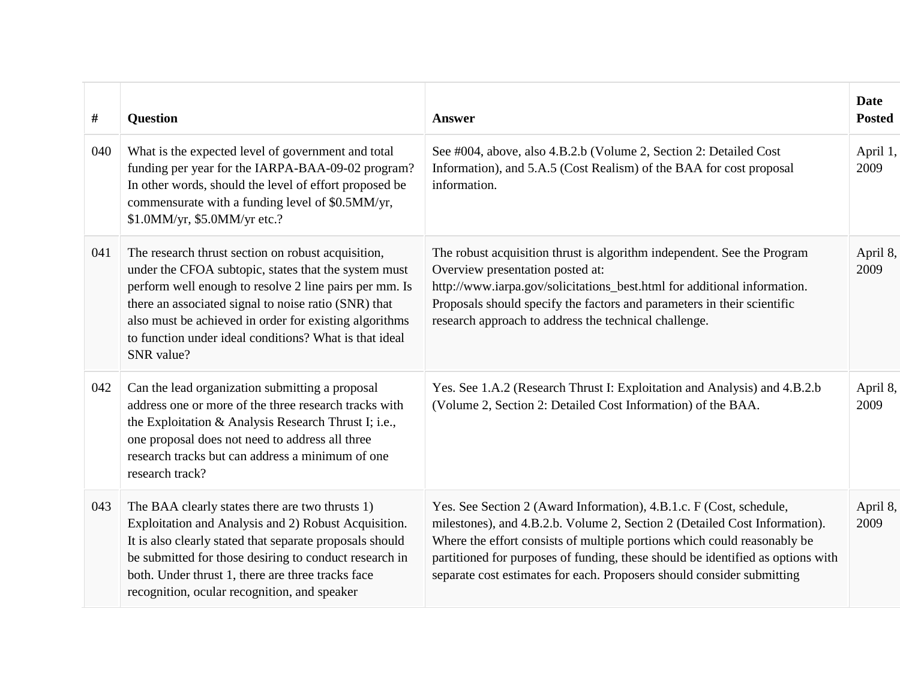| # | Question | Answer | Date Posted |
|---|---|---|---|
| 040 | What is the expected level of government and total funding per year for the IARPA-BAA-09-02 program? In other words, should the level of effort proposed be commensurate with a funding level of $0.5MM/yr, $1.0MM/yr, $5.0MM/yr etc.? | See #004, above, also 4.B.2.b (Volume 2, Section 2: Detailed Cost Information), and 5.A.5 (Cost Realism) of the BAA for cost proposal information. | April 1, 2009 |
| 041 | The research thrust section on robust acquisition, under the CFOA subtopic, states that the system must perform well enough to resolve 2 line pairs per mm. Is there an associated signal to noise ratio (SNR) that also must be achieved in order for existing algorithms to function under ideal conditions? What is that ideal SNR value? | The robust acquisition thrust is algorithm independent. See the Program Overview presentation posted at: http://www.iarpa.gov/solicitations_best.html for additional information. Proposals should specify the factors and parameters in their scientific research approach to address the technical challenge. | April 8, 2009 |
| 042 | Can the lead organization submitting a proposal address one or more of the three research tracks with the Exploitation & Analysis Research Thrust I; i.e., one proposal does not need to address all three research tracks but can address a minimum of one research track? | Yes. See 1.A.2 (Research Thrust I: Exploitation and Analysis) and 4.B.2.b (Volume 2, Section 2: Detailed Cost Information) of the BAA. | April 8, 2009 |
| 043 | The BAA clearly states there are two thrusts 1) Exploitation and Analysis and 2) Robust Acquisition. It is also clearly stated that separate proposals should be submitted for those desiring to conduct research in both. Under thrust 1, there are three tracks face recognition, ocular recognition, and speaker | Yes. See Section 2 (Award Information), 4.B.1.c. F (Cost, schedule, milestones), and 4.B.2.b. Volume 2, Section 2 (Detailed Cost Information). Where the effort consists of multiple portions which could reasonably be partitioned for purposes of funding, these should be identified as options with separate cost estimates for each. Proposers should consider submitting | April 8, 2009 |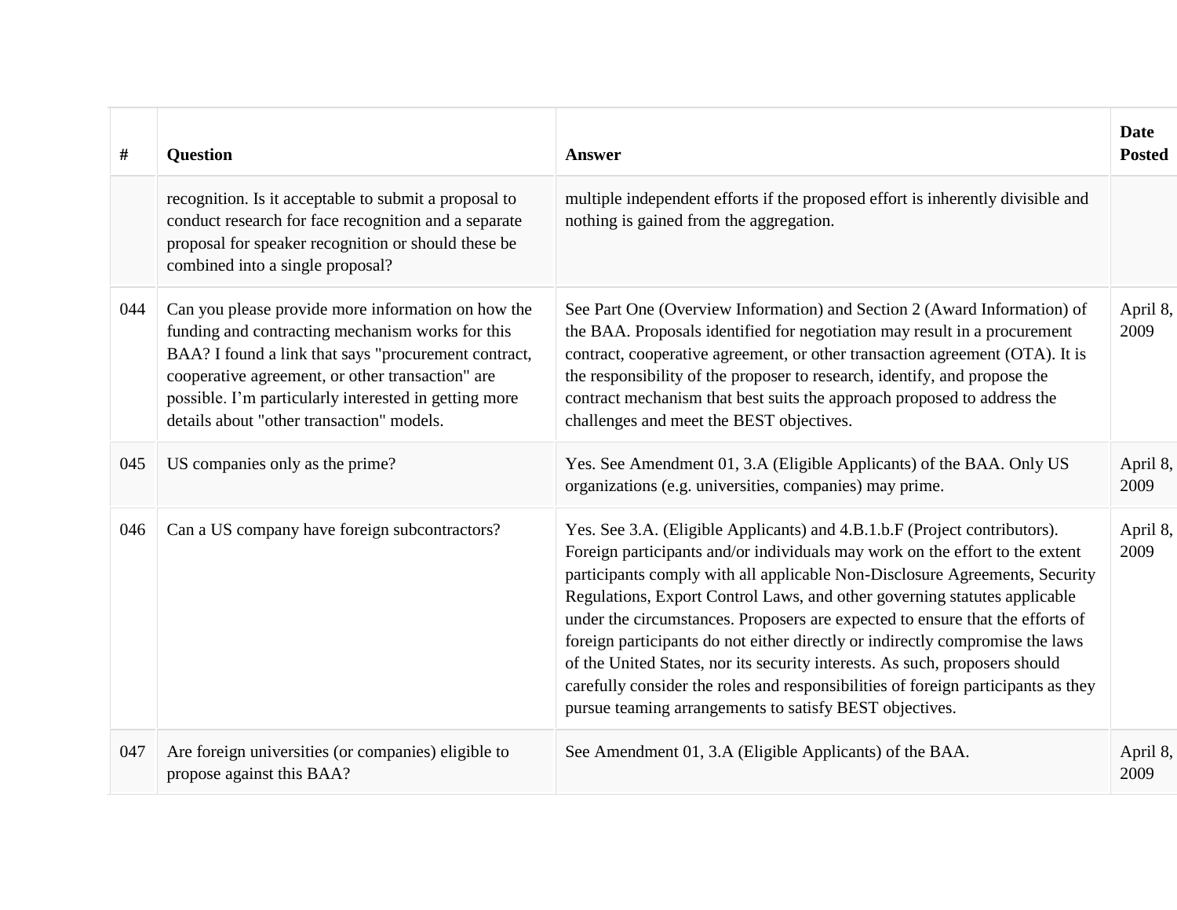| # | Question | Answer | Date Posted |
|---|---|---|---|
| | recognition. Is it acceptable to submit a proposal to conduct research for face recognition and a separate proposal for speaker recognition or should these be combined into a single proposal? | multiple independent efforts if the proposed effort is inherently divisible and nothing is gained from the aggregation. | |
| 044 | Can you please provide more information on how the funding and contracting mechanism works for this BAA? I found a link that says "procurement contract, cooperative agreement, or other transaction" are possible. I'm particularly interested in getting more details about "other transaction" models. | See Part One (Overview Information) and Section 2 (Award Information) of the BAA. Proposals identified for negotiation may result in a procurement contract, cooperative agreement, or other transaction agreement (OTA). It is the responsibility of the proposer to research, identify, and propose the contract mechanism that best suits the approach proposed to address the challenges and meet the BEST objectives. | April 8, 2009 |
| 045 | US companies only as the prime? | Yes. See Amendment 01, 3.A (Eligible Applicants) of the BAA. Only US organizations (e.g. universities, companies) may prime. | April 8, 2009 |
| 046 | Can a US company have foreign subcontractors? | Yes. See 3.A. (Eligible Applicants) and 4.B.1.b.F (Project contributors). Foreign participants and/or individuals may work on the effort to the extent participants comply with all applicable Non-Disclosure Agreements, Security Regulations, Export Control Laws, and other governing statutes applicable under the circumstances. Proposers are expected to ensure that the efforts of foreign participants do not either directly or indirectly compromise the laws of the United States, nor its security interests. As such, proposers should carefully consider the roles and responsibilities of foreign participants as they pursue teaming arrangements to satisfy BEST objectives. | April 8, 2009 |
| 047 | Are foreign universities (or companies) eligible to propose against this BAA? | See Amendment 01, 3.A (Eligible Applicants) of the BAA. | April 8, 2009 |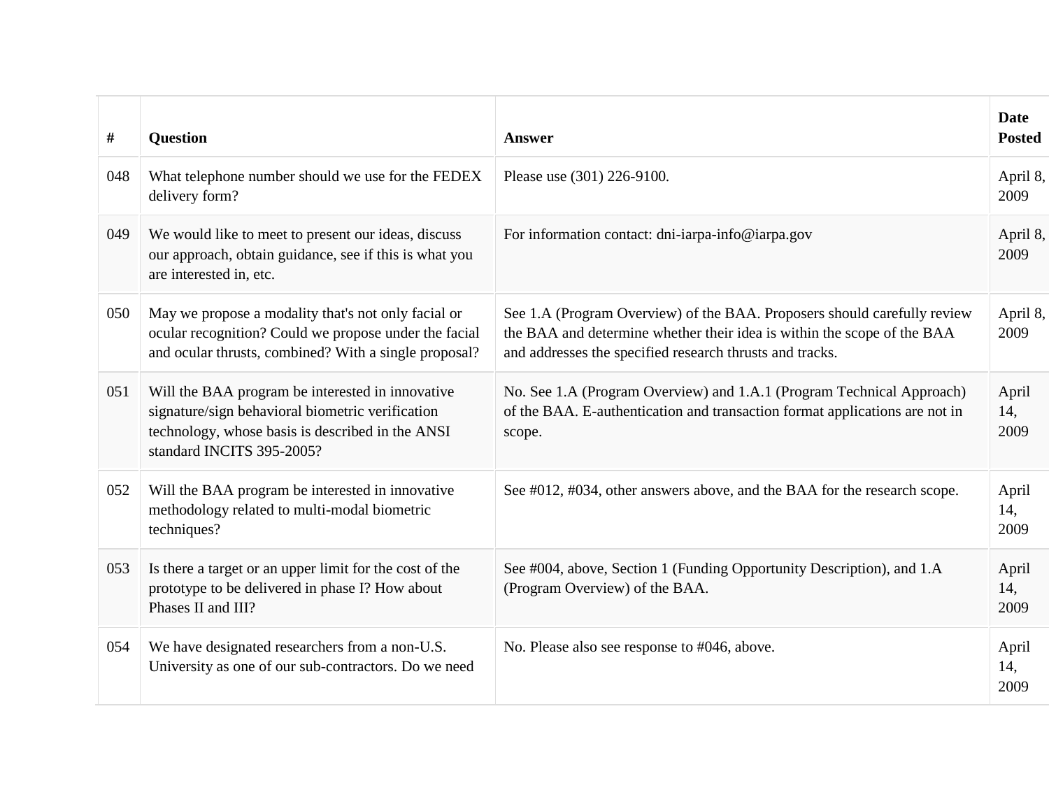| # | Question | Answer | Date Posted |
|---|---|---|---|
| 048 | What telephone number should we use for the FEDEX delivery form? | Please use (301) 226-9100. | April 8, 2009 |
| 049 | We would like to meet to present our ideas, discuss our approach, obtain guidance, see if this is what you are interested in, etc. | For information contact: dni-iarpa-info@iarpa.gov | April 8, 2009 |
| 050 | May we propose a modality that's not only facial or ocular recognition? Could we propose under the facial and ocular thrusts, combined? With a single proposal? | See 1.A (Program Overview) of the BAA. Proposers should carefully review the BAA and determine whether their idea is within the scope of the BAA and addresses the specified research thrusts and tracks. | April 8, 2009 |
| 051 | Will the BAA program be interested in innovative signature/sign behavioral biometric verification technology, whose basis is described in the ANSI standard INCITS 395-2005? | No. See 1.A (Program Overview) and 1.A.1 (Program Technical Approach) of the BAA. E-authentication and transaction format applications are not in scope. | April 14, 2009 |
| 052 | Will the BAA program be interested in innovative methodology related to multi-modal biometric techniques? | See #012, #034, other answers above, and the BAA for the research scope. | April 14, 2009 |
| 053 | Is there a target or an upper limit for the cost of the prototype to be delivered in phase I? How about Phases II and III? | See #004, above, Section 1 (Funding Opportunity Description), and 1.A (Program Overview) of the BAA. | April 14, 2009 |
| 054 | We have designated researchers from a non-U.S. University as one of our sub-contractors. Do we need | No. Please also see response to #046, above. | April 14, 2009 |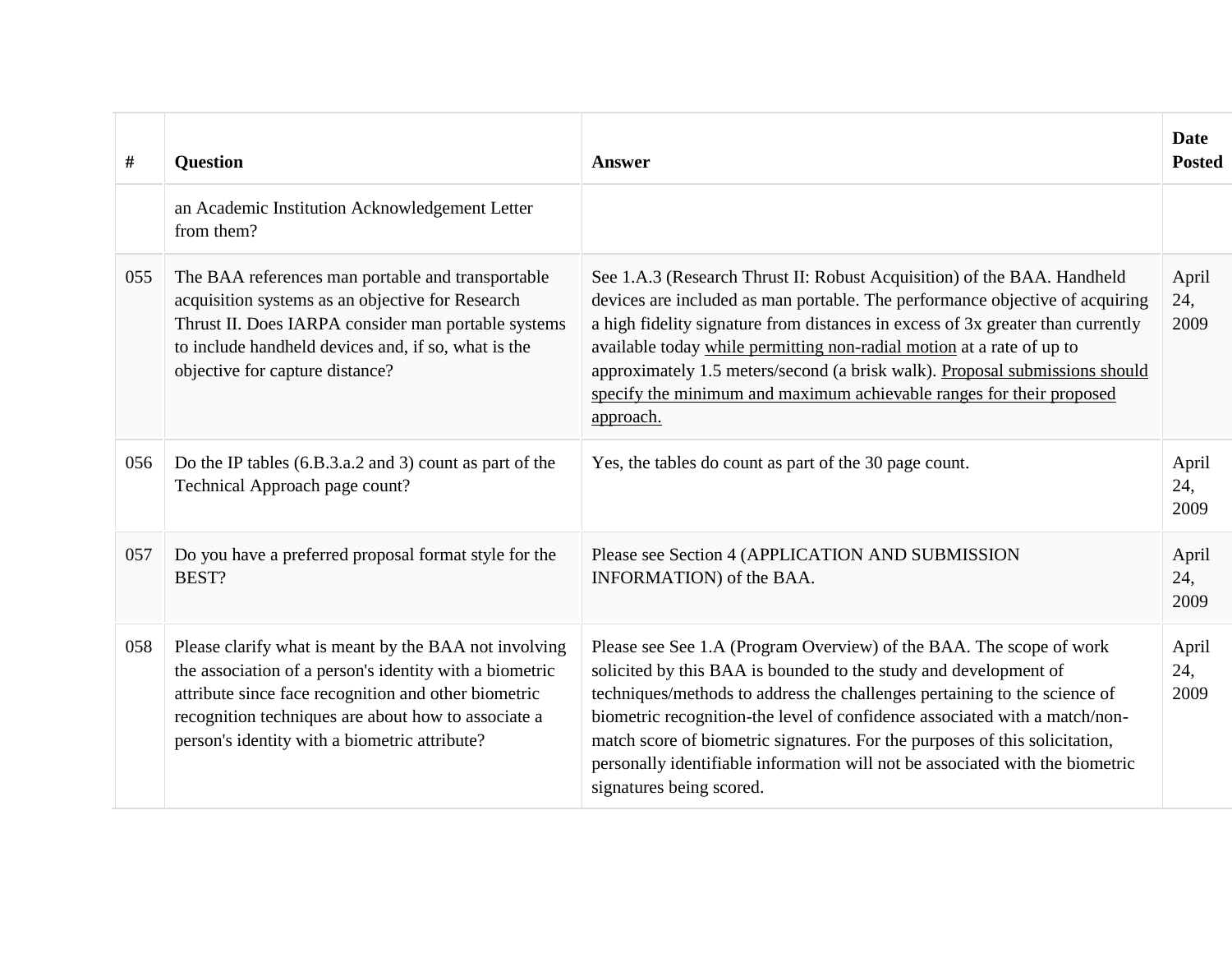| # | Question | Answer | Date Posted |
|---|---|---|---|
| | an Academic Institution Acknowledgement Letter from them? | | |
| 055 | The BAA references man portable and transportable acquisition systems as an objective for Research Thrust II. Does IARPA consider man portable systems to include handheld devices and, if so, what is the objective for capture distance? | See 1.A.3 (Research Thrust II: Robust Acquisition) of the BAA. Handheld devices are included as man portable. The performance objective of acquiring a high fidelity signature from distances in excess of 3x greater than currently available today while permitting non-radial motion at a rate of up to approximately 1.5 meters/second (a brisk walk). Proposal submissions should specify the minimum and maximum achievable ranges for their proposed approach. | April 24, 2009 |
| 056 | Do the IP tables (6.B.3.a.2 and 3) count as part of the Technical Approach page count? | Yes, the tables do count as part of the 30 page count. | April 24, 2009 |
| 057 | Do you have a preferred proposal format style for the BEST? | Please see Section 4 (APPLICATION AND SUBMISSION INFORMATION) of the BAA. | April 24, 2009 |
| 058 | Please clarify what is meant by the BAA not involving the association of a person's identity with a biometric attribute since face recognition and other biometric recognition techniques are about how to associate a person's identity with a biometric attribute? | Please see See 1.A (Program Overview) of the BAA. The scope of work solicited by this BAA is bounded to the study and development of techniques/methods to address the challenges pertaining to the science of biometric recognition-the level of confidence associated with a match/non-match score of biometric signatures. For the purposes of this solicitation, personally identifiable information will not be associated with the biometric signatures being scored. | April 24, 2009 |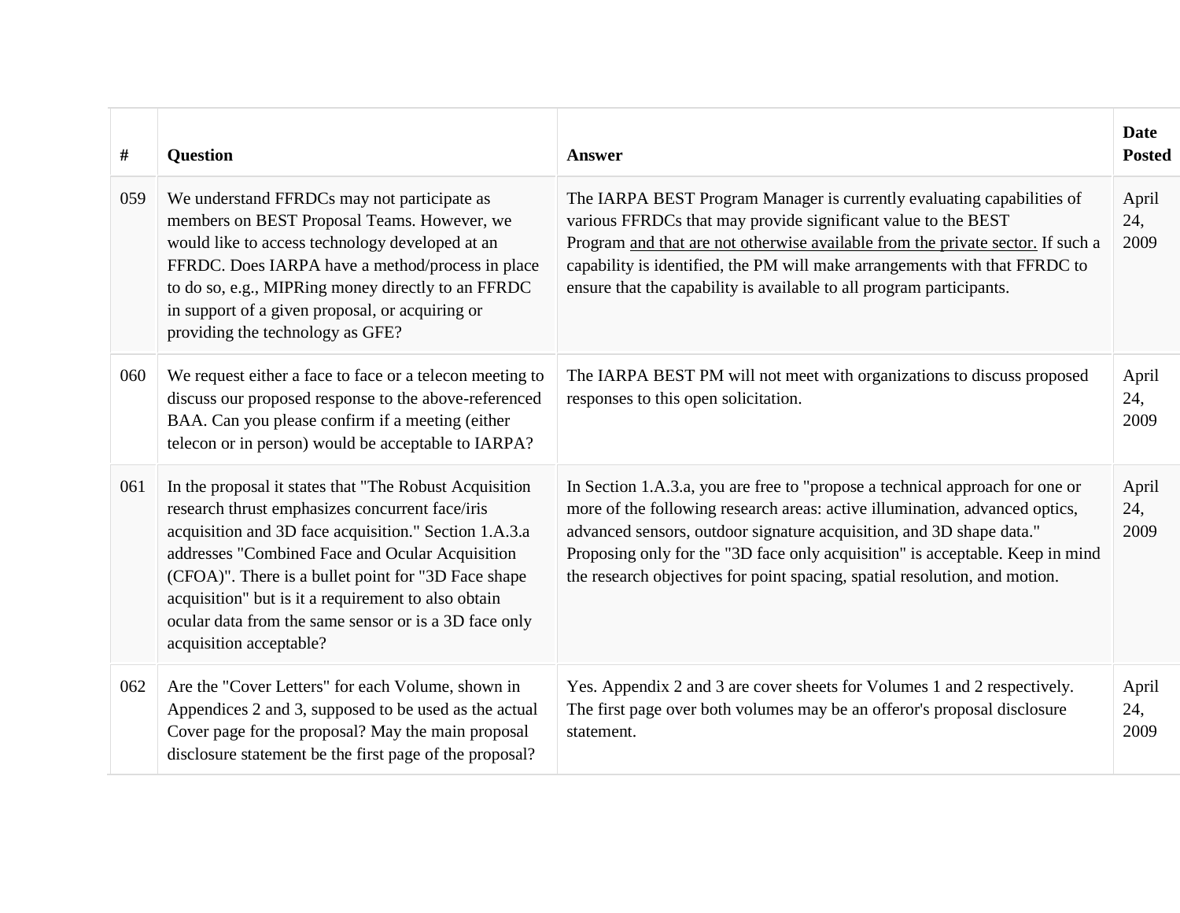| # | Question | Answer | Date Posted |
|---|---|---|---|
| 059 | We understand FFRDCs may not participate as members on BEST Proposal Teams. However, we would like to access technology developed at an FFRDC. Does IARPA have a method/process in place to do so, e.g., MIPRing money directly to an FFRDC in support of a given proposal, or acquiring or providing the technology as GFE? | The IARPA BEST Program Manager is currently evaluating capabilities of various FFRDCs that may provide significant value to the BEST Program and that are not otherwise available from the private sector. If such a capability is identified, the PM will make arrangements with that FFRDC to ensure that the capability is available to all program participants. | April 24, 2009 |
| 060 | We request either a face to face or a telecon meeting to discuss our proposed response to the above-referenced BAA. Can you please confirm if a meeting (either telecon or in person) would be acceptable to IARPA? | The IARPA BEST PM will not meet with organizations to discuss proposed responses to this open solicitation. | April 24, 2009 |
| 061 | In the proposal it states that "The Robust Acquisition research thrust emphasizes concurrent face/iris acquisition and 3D face acquisition." Section 1.A.3.a addresses "Combined Face and Ocular Acquisition (CFOA)". There is a bullet point for "3D Face shape acquisition" but is it a requirement to also obtain ocular data from the same sensor or is a 3D face only acquisition acceptable? | In Section 1.A.3.a, you are free to "propose a technical approach for one or more of the following research areas: active illumination, advanced optics, advanced sensors, outdoor signature acquisition, and 3D shape data." Proposing only for the "3D face only acquisition" is acceptable. Keep in mind the research objectives for point spacing, spatial resolution, and motion. | April 24, 2009 |
| 062 | Are the "Cover Letters" for each Volume, shown in Appendices 2 and 3, supposed to be used as the actual Cover page for the proposal? May the main proposal disclosure statement be the first page of the proposal? | Yes. Appendix 2 and 3 are cover sheets for Volumes 1 and 2 respectively. The first page over both volumes may be an offeror's proposal disclosure statement. | April 24, 2009 |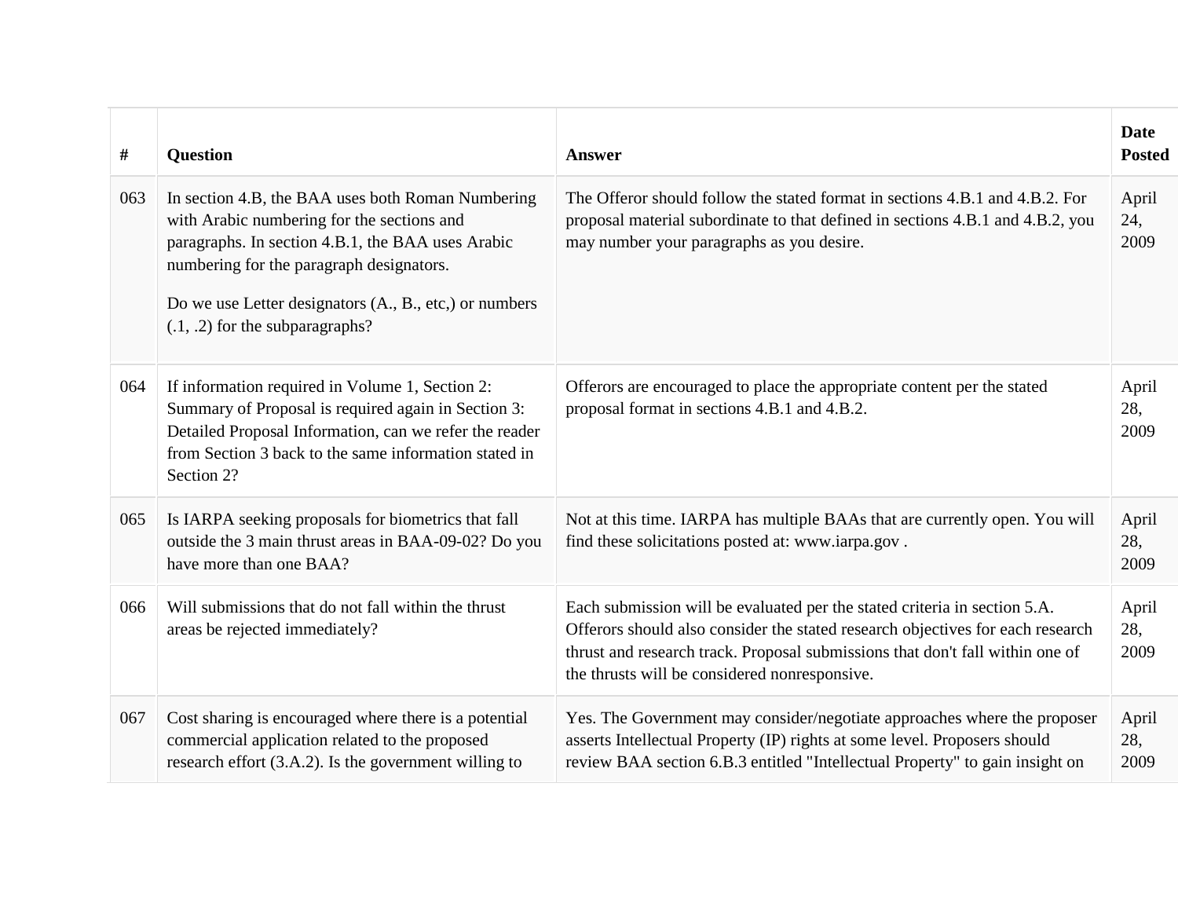| # | Question | Answer | Date Posted |
|---|---|---|---|
| 063 | In section 4.B, the BAA uses both Roman Numbering with Arabic numbering for the sections and paragraphs. In section 4.B.1, the BAA uses Arabic numbering for the paragraph designators.<br><br>Do we use Letter designators (A., B., etc,) or numbers (.1, .2) for the subparagraphs? | The Offeror should follow the stated format in sections 4.B.1 and 4.B.2. For proposal material subordinate to that defined in sections 4.B.1 and 4.B.2, you may number your paragraphs as you desire. | April 24, 2009 |
| 064 | If information required in Volume 1, Section 2: Summary of Proposal is required again in Section 3: Detailed Proposal Information, can we refer the reader from Section 3 back to the same information stated in Section 2? | Offerors are encouraged to place the appropriate content per the stated proposal format in sections 4.B.1 and 4.B.2. | April 28, 2009 |
| 065 | Is IARPA seeking proposals for biometrics that fall outside the 3 main thrust areas in BAA-09-02? Do you have more than one BAA? | Not at this time. IARPA has multiple BAAs that are currently open. You will find these solicitations posted at: www.iarpa.gov . | April 28, 2009 |
| 066 | Will submissions that do not fall within the thrust areas be rejected immediately? | Each submission will be evaluated per the stated criteria in section 5.A. Offerors should also consider the stated research objectives for each research thrust and research track. Proposal submissions that don't fall within one of the thrusts will be considered nonresponsive. | April 28, 2009 |
| 067 | Cost sharing is encouraged where there is a potential commercial application related to the proposed research effort (3.A.2). Is the government willing to | Yes. The Government may consider/negotiate approaches where the proposer asserts Intellectual Property (IP) rights at some level. Proposers should review BAA section 6.B.3 entitled "Intellectual Property" to gain insight on | April 28, 2009 |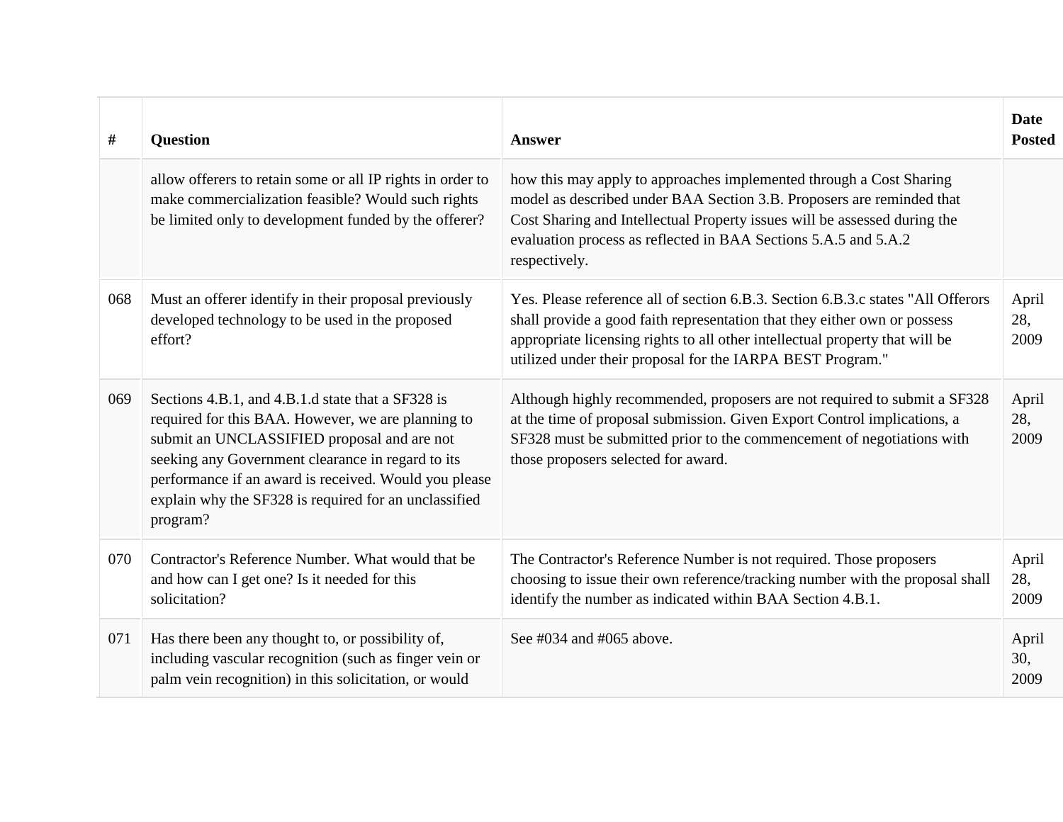| # | Question | Answer | Date Posted |
|---|---|---|---|
| | allow offerers to retain some or all IP rights in order to make commercialization feasible? Would such rights be limited only to development funded by the offerer? | how this may apply to approaches implemented through a Cost Sharing model as described under BAA Section 3.B. Proposers are reminded that Cost Sharing and Intellectual Property issues will be assessed during the evaluation process as reflected in BAA Sections 5.A.5 and 5.A.2 respectively. | |
| 068 | Must an offerer identify in their proposal previously developed technology to be used in the proposed effort? | Yes. Please reference all of section 6.B.3. Section 6.B.3.c states "All Offerors shall provide a good faith representation that they either own or possess appropriate licensing rights to all other intellectual property that will be utilized under their proposal for the IARPA BEST Program." | April 28, 2009 |
| 069 | Sections 4.B.1, and 4.B.1.d state that a SF328 is required for this BAA. However, we are planning to submit an UNCLASSIFIED proposal and are not seeking any Government clearance in regard to its performance if an award is received. Would you please explain why the SF328 is required for an unclassified program? | Although highly recommended, proposers are not required to submit a SF328 at the time of proposal submission. Given Export Control implications, a SF328 must be submitted prior to the commencement of negotiations with those proposers selected for award. | April 28, 2009 |
| 070 | Contractor's Reference Number. What would that be and how can I get one? Is it needed for this solicitation? | The Contractor's Reference Number is not required. Those proposers choosing to issue their own reference/tracking number with the proposal shall identify the number as indicated within BAA Section 4.B.1. | April 28, 2009 |
| 071 | Has there been any thought to, or possibility of, including vascular recognition (such as finger vein or palm vein recognition) in this solicitation, or would | See #034 and #065 above. | April 30, 2009 |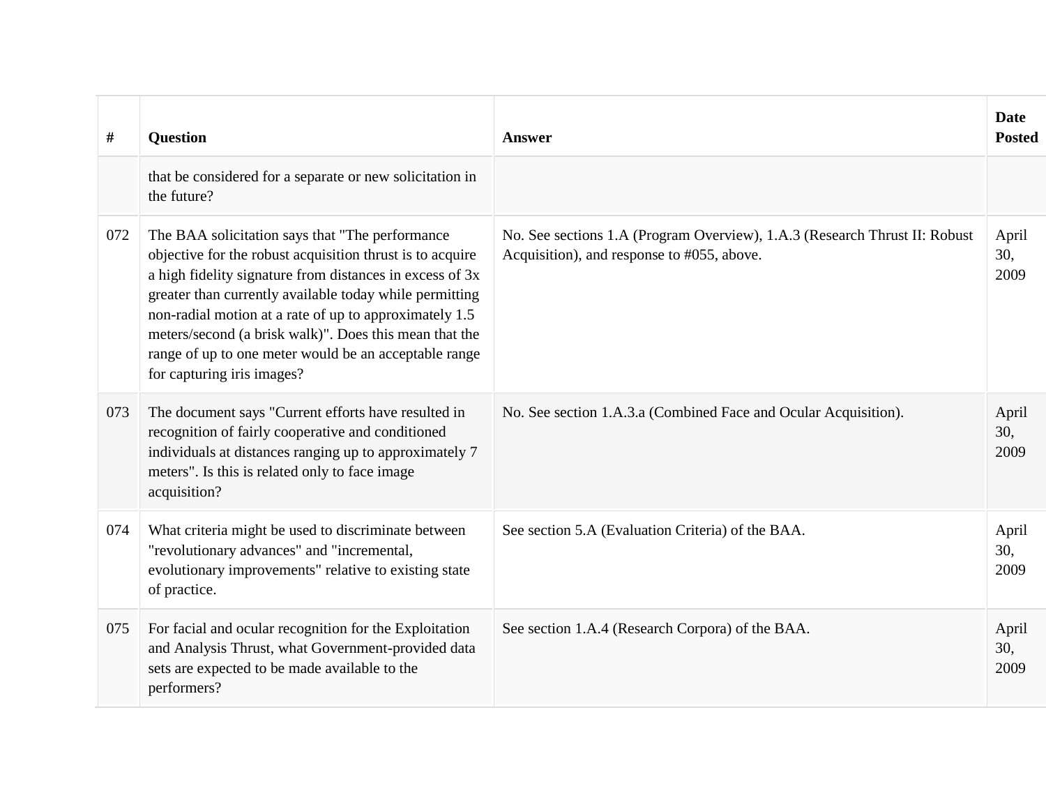| # | Question | Answer | Date Posted |
|---|---|---|---|
| | that be considered for a separate or new solicitation in the future? | | |
| 072 | The BAA solicitation says that "The performance objective for the robust acquisition thrust is to acquire a high fidelity signature from distances in excess of 3x greater than currently available today while permitting non-radial motion at a rate of up to approximately 1.5 meters/second (a brisk walk)". Does this mean that the range of up to one meter would be an acceptable range for capturing iris images? | No. See sections 1.A (Program Overview), 1.A.3 (Research Thrust II: Robust Acquisition), and response to #055, above. | April 30, 2009 |
| 073 | The document says "Current efforts have resulted in recognition of fairly cooperative and conditioned individuals at distances ranging up to approximately 7 meters". Is this is related only to face image acquisition? | No. See section 1.A.3.a (Combined Face and Ocular Acquisition). | April 30, 2009 |
| 074 | What criteria might be used to discriminate between "revolutionary advances" and "incremental, evolutionary improvements" relative to existing state of practice. | See section 5.A (Evaluation Criteria) of the BAA. | April 30, 2009 |
| 075 | For facial and ocular recognition for the Exploitation and Analysis Thrust, what Government-provided data sets are expected to be made available to the performers? | See section 1.A.4 (Research Corpora) of the BAA. | April 30, 2009 |